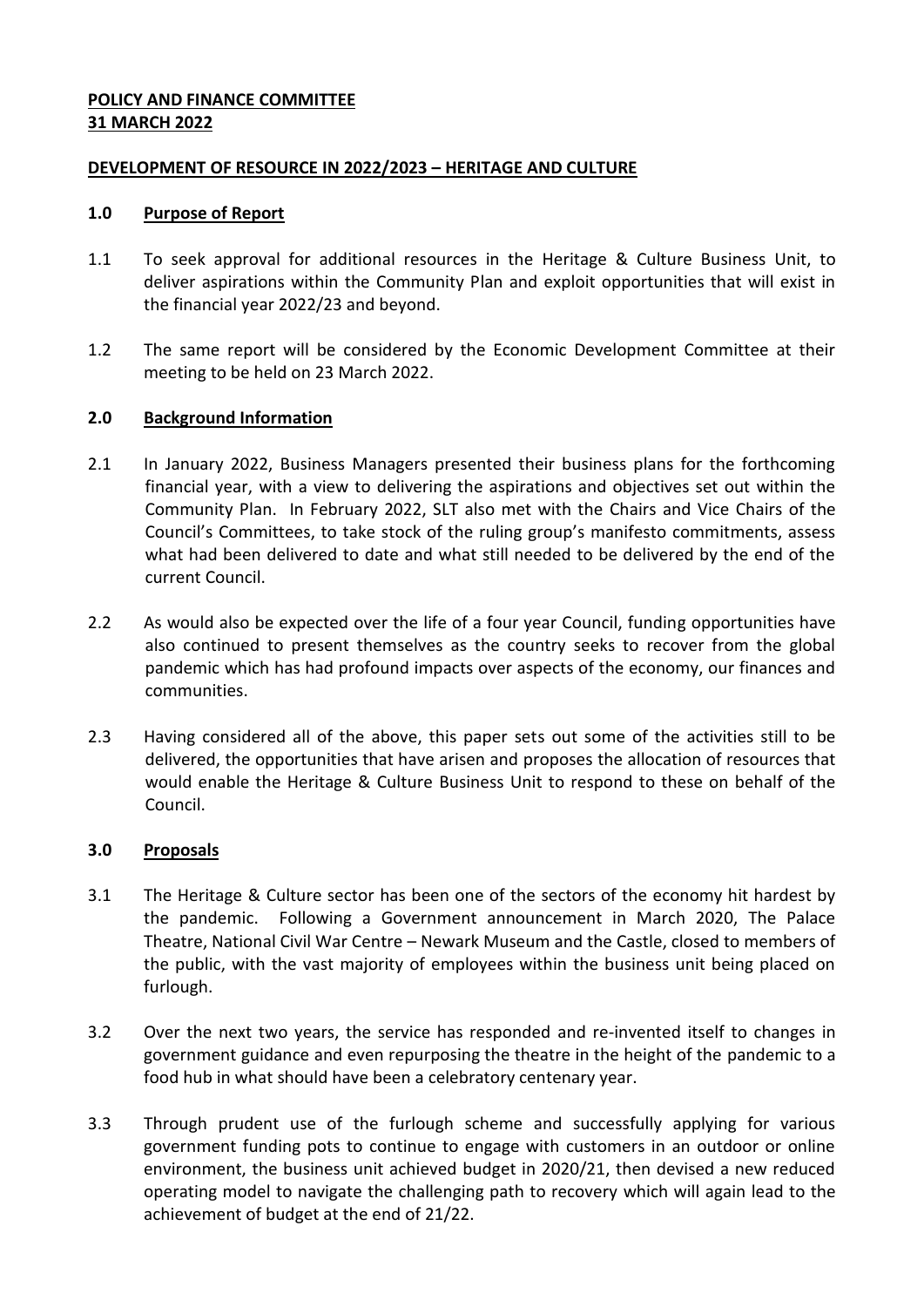**POLICY AND FINANCE COMMITTEE**
**31 MARCH 2022**

**DEVELOPMENT OF RESOURCE IN 2022/2023 – HERITAGE AND CULTURE**

## 1.0 Purpose of Report

1.1 To seek approval for additional resources in the Heritage & Culture Business Unit, to deliver aspirations within the Community Plan and exploit opportunities that will exist in the financial year 2022/23 and beyond.

1.2 The same report will be considered by the Economic Development Committee at their meeting to be held on 23 March 2022.

## 2.0 Background Information

2.1 In January 2022, Business Managers presented their business plans for the forthcoming financial year, with a view to delivering the aspirations and objectives set out within the Community Plan. In February 2022, SLT also met with the Chairs and Vice Chairs of the Council's Committees, to take stock of the ruling group's manifesto commitments, assess what had been delivered to date and what still needed to be delivered by the end of the current Council.

2.2 As would also be expected over the life of a four year Council, funding opportunities have also continued to present themselves as the country seeks to recover from the global pandemic which has had profound impacts over aspects of the economy, our finances and communities.

2.3 Having considered all of the above, this paper sets out some of the activities still to be delivered, the opportunities that have arisen and proposes the allocation of resources that would enable the Heritage & Culture Business Unit to respond to these on behalf of the Council.

## 3.0 Proposals

3.1 The Heritage & Culture sector has been one of the sectors of the economy hit hardest by the pandemic. Following a Government announcement in March 2020, The Palace Theatre, National Civil War Centre – Newark Museum and the Castle, closed to members of the public, with the vast majority of employees within the business unit being placed on furlough.

3.2 Over the next two years, the service has responded and re-invented itself to changes in government guidance and even repurposing the theatre in the height of the pandemic to a food hub in what should have been a celebratory centenary year.

3.3 Through prudent use of the furlough scheme and successfully applying for various government funding pots to continue to engage with customers in an outdoor or online environment, the business unit achieved budget in 2020/21, then devised a new reduced operating model to navigate the challenging path to recovery which will again lead to the achievement of budget at the end of 21/22.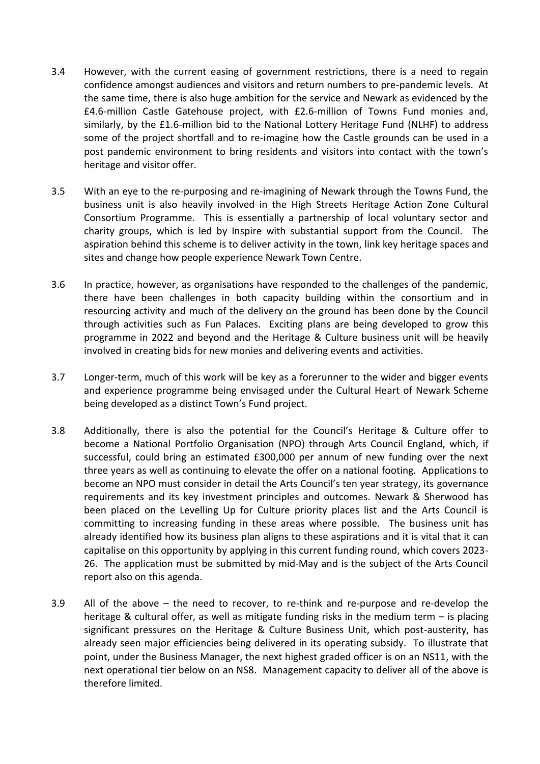3.4 However, with the current easing of government restrictions, there is a need to regain confidence amongst audiences and visitors and return numbers to pre-pandemic levels. At the same time, there is also huge ambition for the service and Newark as evidenced by the £4.6-million Castle Gatehouse project, with £2.6-million of Towns Fund monies and, similarly, by the £1.6-million bid to the National Lottery Heritage Fund (NLHF) to address some of the project shortfall and to re-imagine how the Castle grounds can be used in a post pandemic environment to bring residents and visitors into contact with the town's heritage and visitor offer.

3.5 With an eye to the re-purposing and re-imagining of Newark through the Towns Fund, the business unit is also heavily involved in the High Streets Heritage Action Zone Cultural Consortium Programme. This is essentially a partnership of local voluntary sector and charity groups, which is led by Inspire with substantial support from the Council. The aspiration behind this scheme is to deliver activity in the town, link key heritage spaces and sites and change how people experience Newark Town Centre.

3.6 In practice, however, as organisations have responded to the challenges of the pandemic, there have been challenges in both capacity building within the consortium and in resourcing activity and much of the delivery on the ground has been done by the Council through activities such as Fun Palaces. Exciting plans are being developed to grow this programme in 2022 and beyond and the Heritage & Culture business unit will be heavily involved in creating bids for new monies and delivering events and activities.

3.7 Longer-term, much of this work will be key as a forerunner to the wider and bigger events and experience programme being envisaged under the Cultural Heart of Newark Scheme being developed as a distinct Town's Fund project.

3.8 Additionally, there is also the potential for the Council's Heritage & Culture offer to become a National Portfolio Organisation (NPO) through Arts Council England, which, if successful, could bring an estimated £300,000 per annum of new funding over the next three years as well as continuing to elevate the offer on a national footing. Applications to become an NPO must consider in detail the Arts Council's ten year strategy, its governance requirements and its key investment principles and outcomes. Newark & Sherwood has been placed on the Levelling Up for Culture priority places list and the Arts Council is committing to increasing funding in these areas where possible. The business unit has already identified how its business plan aligns to these aspirations and it is vital that it can capitalise on this opportunity by applying in this current funding round, which covers 2023-26. The application must be submitted by mid-May and is the subject of the Arts Council report also on this agenda.

3.9 All of the above – the need to recover, to re-think and re-purpose and re-develop the heritage & cultural offer, as well as mitigate funding risks in the medium term – is placing significant pressures on the Heritage & Culture Business Unit, which post-austerity, has already seen major efficiencies being delivered in its operating subsidy. To illustrate that point, under the Business Manager, the next highest graded officer is on an NS11, with the next operational tier below on an NS8. Management capacity to deliver all of the above is therefore limited.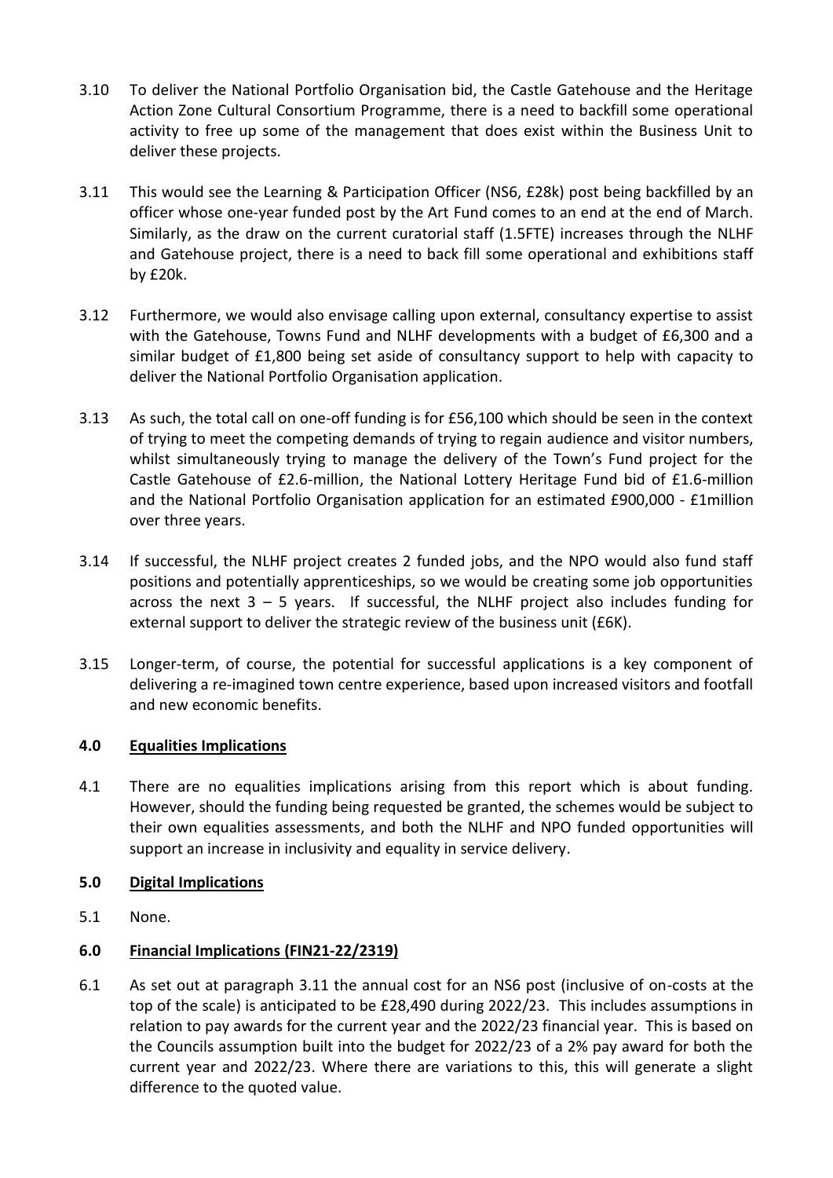3.10 To deliver the National Portfolio Organisation bid, the Castle Gatehouse and the Heritage Action Zone Cultural Consortium Programme, there is a need to backfill some operational activity to free up some of the management that does exist within the Business Unit to deliver these projects.

3.11 This would see the Learning & Participation Officer (NS6, £28k) post being backfilled by an officer whose one-year funded post by the Art Fund comes to an end at the end of March. Similarly, as the draw on the current curatorial staff (1.5FTE) increases through the NLHF and Gatehouse project, there is a need to back fill some operational and exhibitions staff by £20k.

3.12 Furthermore, we would also envisage calling upon external, consultancy expertise to assist with the Gatehouse, Towns Fund and NLHF developments with a budget of £6,300 and a similar budget of £1,800 being set aside of consultancy support to help with capacity to deliver the National Portfolio Organisation application.

3.13 As such, the total call on one-off funding is for £56,100 which should be seen in the context of trying to meet the competing demands of trying to regain audience and visitor numbers, whilst simultaneously trying to manage the delivery of the Town's Fund project for the Castle Gatehouse of £2.6-million, the National Lottery Heritage Fund bid of £1.6-million and the National Portfolio Organisation application for an estimated £900,000 - £1million over three years.

3.14 If successful, the NLHF project creates 2 funded jobs, and the NPO would also fund staff positions and potentially apprenticeships, so we would be creating some job opportunities across the next 3 – 5 years. If successful, the NLHF project also includes funding for external support to deliver the strategic review of the business unit (£6K).

3.15 Longer-term, of course, the potential for successful applications is a key component of delivering a re-imagined town centre experience, based upon increased visitors and footfall and new economic benefits.

## 4.0 Equalities Implications

4.1 There are no equalities implications arising from this report which is about funding. However, should the funding being requested be granted, the schemes would be subject to their own equalities assessments, and both the NLHF and NPO funded opportunities will support an increase in inclusivity and equality in service delivery.

## 5.0 Digital Implications

5.1 None.

## 6.0 Financial Implications (FIN21-22/2319)

6.1 As set out at paragraph 3.11 the annual cost for an NS6 post (inclusive of on-costs at the top of the scale) is anticipated to be £28,490 during 2022/23. This includes assumptions in relation to pay awards for the current year and the 2022/23 financial year. This is based on the Councils assumption built into the budget for 2022/23 of a 2% pay award for both the current year and 2022/23. Where there are variations to this, this will generate a slight difference to the quoted value.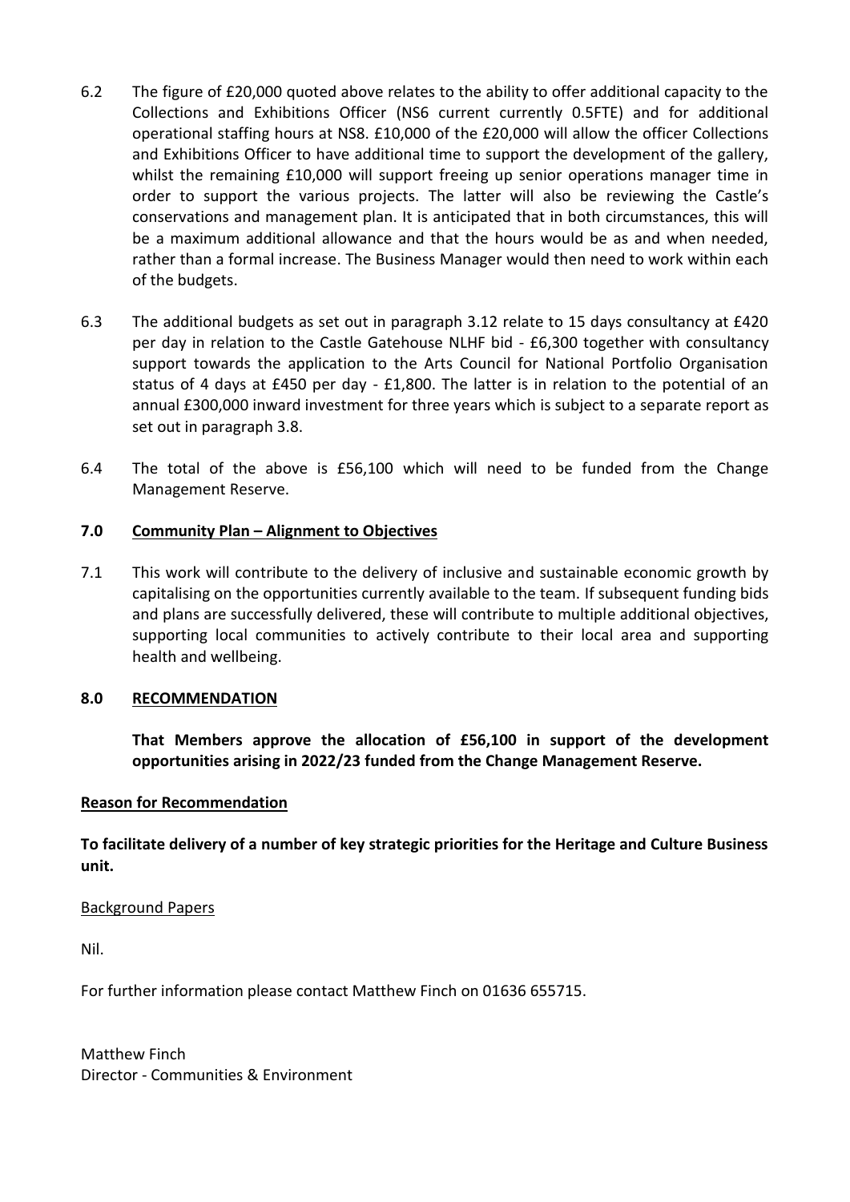6.2 The figure of £20,000 quoted above relates to the ability to offer additional capacity to the Collections and Exhibitions Officer (NS6 current currently 0.5FTE) and for additional operational staffing hours at NS8. £10,000 of the £20,000 will allow the officer Collections and Exhibitions Officer to have additional time to support the development of the gallery, whilst the remaining £10,000 will support freeing up senior operations manager time in order to support the various projects. The latter will also be reviewing the Castle's conservations and management plan. It is anticipated that in both circumstances, this will be a maximum additional allowance and that the hours would be as and when needed, rather than a formal increase. The Business Manager would then need to work within each of the budgets.

6.3 The additional budgets as set out in paragraph 3.12 relate to 15 days consultancy at £420 per day in relation to the Castle Gatehouse NLHF bid - £6,300 together with consultancy support towards the application to the Arts Council for National Portfolio Organisation status of 4 days at £450 per day - £1,800. The latter is in relation to the potential of an annual £300,000 inward investment for three years which is subject to a separate report as set out in paragraph 3.8.

6.4 The total of the above is £56,100 which will need to be funded from the Change Management Reserve.

## 7.0 Community Plan – Alignment to Objectives

7.1 This work will contribute to the delivery of inclusive and sustainable economic growth by capitalising on the opportunities currently available to the team. If subsequent funding bids and plans are successfully delivered, these will contribute to multiple additional objectives, supporting local communities to actively contribute to their local area and supporting health and wellbeing.

## 8.0 RECOMMENDATION

**That Members approve the allocation of £56,100 in support of the development opportunities arising in 2022/23 funded from the Change Management Reserve.**

**Reason for Recommendation**

**To facilitate delivery of a number of key strategic priorities for the Heritage and Culture Business unit.**

Background Papers

Nil.

For further information please contact Matthew Finch on 01636 655715.

Matthew Finch
Director - Communities & Environment